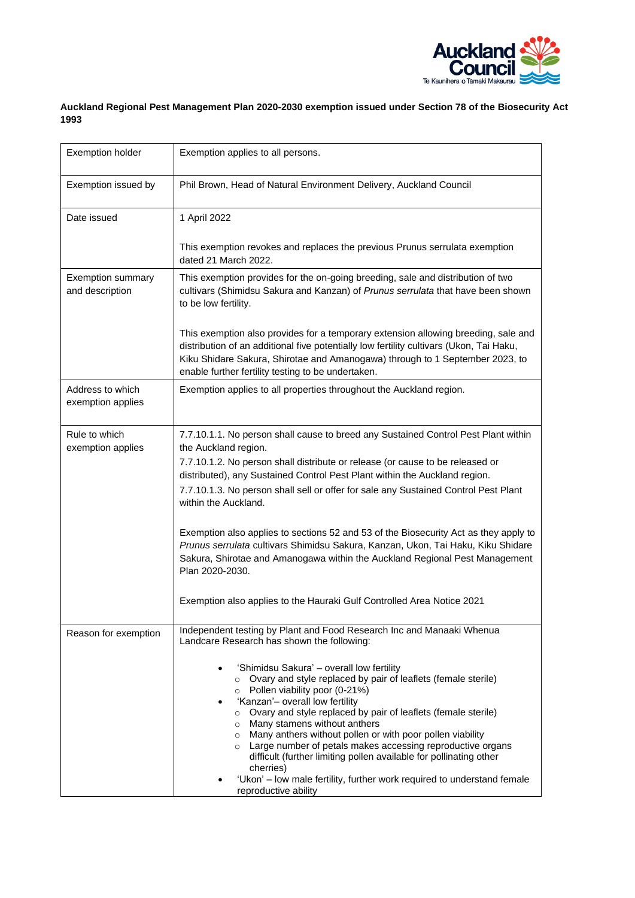**Auckland Regional Pest Management Plan 2020-2030 exemption issued under Section 78 of the Biosecurity Act 1993**

| | |
|---|---|
| Exemption holder | Exemption applies to all persons. |
| Exemption issued by | Phil Brown, Head of Natural Environment Delivery, Auckland Council |
| Date issued | 1 April 2022<br><br>This exemption revokes and replaces the previous Prunus serrulata exemption dated 21 March 2022. |
| Exemption summary and description | This exemption provides for the on-going breeding, sale and distribution of two cultivars (Shimidsu Sakura and Kanzan) of *Prunus serrulata* that have been shown to be low fertility.<br><br>This exemption also provides for a temporary extension allowing breeding, sale and distribution of an additional five potentially low fertility cultivars (Ukon, Tai Haku, Kiku Shidare Sakura, Shirotae and Amanogawa) through to 1 September 2023, to enable further fertility testing to be undertaken. |
| Address to which exemption applies | Exemption applies to all properties throughout the Auckland region. |
| Rule to which exemption applies | 7.7.10.1.1. No person shall cause to breed any Sustained Control Pest Plant within the Auckland region.<br>7.7.10.1.2. No person shall distribute or release (or cause to be released or distributed), any Sustained Control Pest Plant within the Auckland region.<br>7.7.10.1.3. No person shall sell or offer for sale any Sustained Control Pest Plant within the Auckland.<br><br>Exemption also applies to sections 52 and 53 of the Biosecurity Act as they apply to *Prunus serrulata* cultivars Shimidsu Sakura, Kanzan, Ukon, Tai Haku, Kiku Shidare Sakura, Shirotae and Amanogawa within the Auckland Regional Pest Management Plan 2020-2030.<br><br>Exemption also applies to the Hauraki Gulf Controlled Area Notice 2021 |
| Reason for exemption | Independent testing by Plant and Food Research Inc and Manaaki Whenua Landcare Research has shown the following:<br><br>• 'Shimidsu Sakura' – overall low fertility<br>  ○ Ovary and style replaced by pair of leaflets (female sterile)<br>  ○ Pollen viability poor (0-21%)<br>• 'Kanzan'– overall low fertility<br>  ○ Ovary and style replaced by pair of leaflets (female sterile)<br>  ○ Many stamens without anthers<br>  ○ Many anthers without pollen or with poor pollen viability<br>  ○ Large number of petals makes accessing reproductive organs difficult (further limiting pollen available for pollinating other cherries)<br>• 'Ukon' – low male fertility, further work required to understand female reproductive ability |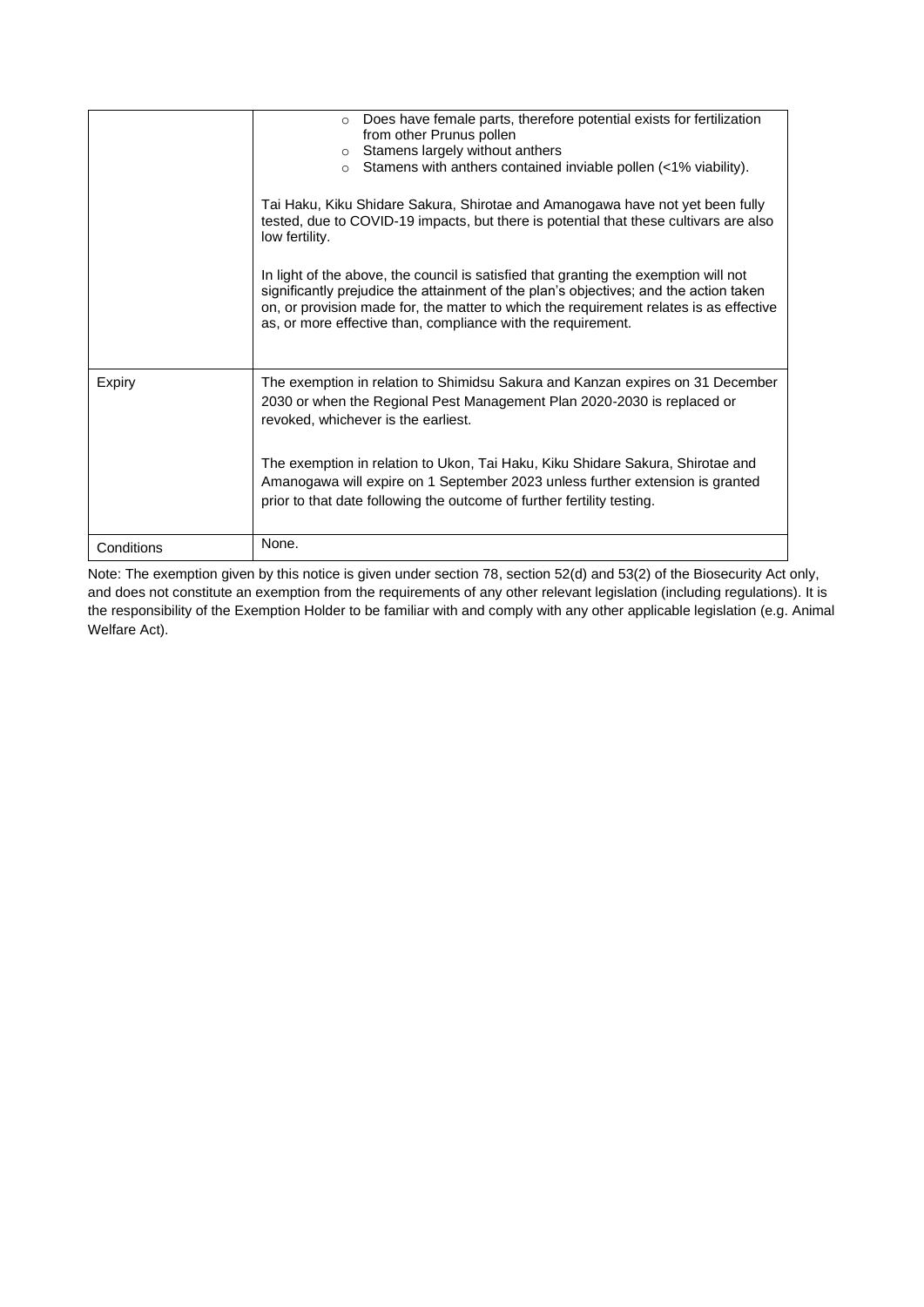| | |
|---|---|
| | ○ Does have female parts, therefore potential exists for fertilization from other Prunus pollen<br>○ Stamens largely without anthers<br>○ Stamens with anthers contained inviable pollen (<1% viability).<br><br>Tai Haku, Kiku Shidare Sakura, Shirotae and Amanogawa have not yet been fully tested, due to COVID-19 impacts, but there is potential that these cultivars are also low fertility.<br><br>In light of the above, the council is satisfied that granting the exemption will not significantly prejudice the attainment of the plan's objectives; and the action taken on, or provision made for, the matter to which the requirement relates is as effective as, or more effective than, compliance with the requirement. |
| Expiry | The exemption in relation to Shimidsu Sakura and Kanzan expires on 31 December 2030 or when the Regional Pest Management Plan 2020-2030 is replaced or revoked, whichever is the earliest.<br><br>The exemption in relation to Ukon, Tai Haku, Kiku Shidare Sakura, Shirotae and Amanogawa will expire on 1 September 2023 unless further extension is granted prior to that date following the outcome of further fertility testing. |
| Conditions | None. |

Note: The exemption given by this notice is given under section 78, section 52(d) and 53(2) of the Biosecurity Act only, and does not constitute an exemption from the requirements of any other relevant legislation (including regulations). It is the responsibility of the Exemption Holder to be familiar with and comply with any other applicable legislation (e.g. Animal Welfare Act).